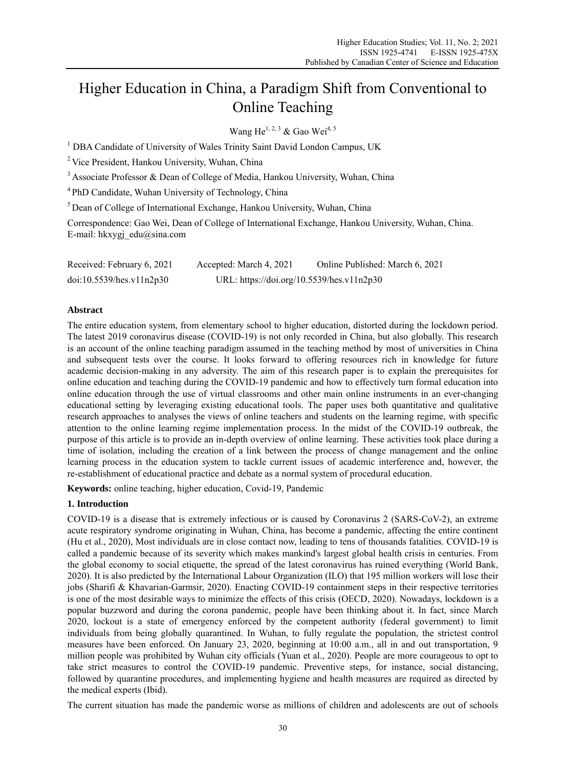# Higher Education in China, a Paradigm Shift from Conventional to Online Teaching

Wang He[1, 2, 3] & Gao Wei[4, 5]

[1] DBA Candidate of University of Wales Trinity Saint David London Campus, UK

[2] Vice President, Hankou University, Wuhan, China

[3] Associate Professor & Dean of College of Media, Hankou University, Wuhan, China

[4] PhD Candidate, Wuhan University of Technology, China

[5] Dean of College of International Exchange, Hankou University, Wuhan, China

Correspondence: Gao Wei, Dean of College of International Exchange, Hankou University, Wuhan, China. E-mail: hkxygj_edu@sina.com

Received: February 6, 2021 Accepted: March 4, 2021 Online Published: March 6, 2021

doi:10.5539/hes.v11n2p30 URL: https://doi.org/10.5539/hes.v11n2p30

## Abstract

The entire education system, from elementary school to higher education, distorted during the lockdown period. The latest 2019 coronavirus disease (COVID-19) is not only recorded in China, but also globally. This research is an account of the online teaching paradigm assumed in the teaching method by most of universities in China and subsequent tests over the course. It looks forward to offering resources rich in knowledge for future academic decision-making in any adversity. The aim of this research paper is to explain the prerequisites for online education and teaching during the COVID-19 pandemic and how to effectively turn formal education into online education through the use of virtual classrooms and other main online instruments in an ever-changing educational setting by leveraging existing educational tools. The paper uses both quantitative and qualitative research approaches to analyses the views of online teachers and students on the learning regime, with specific attention to the online learning regime implementation process. In the midst of the COVID-19 outbreak, the purpose of this article is to provide an in-depth overview of online learning. These activities took place during a time of isolation, including the creation of a link between the process of change management and the online learning process in the education system to tackle current issues of academic interference and, however, the re-establishment of educational practice and debate as a normal system of procedural education.

**Keywords:** online teaching, higher education, Covid-19, Pandemic

## 1. Introduction

COVID-19 is a disease that is extremely infectious or is caused by Coronavirus 2 (SARS-CoV-2), an extreme acute respiratory syndrome originating in Wuhan, China, has become a pandemic, affecting the entire continent (Hu et al., 2020), Most individuals are in close contact now, leading to tens of thousands fatalities. COVID-19 is called a pandemic because of its severity which makes mankind's largest global health crisis in centuries. From the global economy to social etiquette, the spread of the latest coronavirus has ruined everything (World Bank, 2020). It is also predicted by the International Labour Organization (ILO) that 195 million workers will lose their jobs (Sharifi & Khavarian-Garmsir, 2020). Enacting COVID-19 containment steps in their respective territories is one of the most desirable ways to minimize the effects of this crisis (OECD, 2020). Nowadays, lockdown is a popular buzzword and during the corona pandemic, people have been thinking about it. In fact, since March 2020, lockout is a state of emergency enforced by the competent authority (federal government) to limit individuals from being globally quarantined. In Wuhan, to fully regulate the population, the strictest control measures have been enforced. On January 23, 2020, beginning at 10:00 a.m., all in and out transportation, 9 million people was prohibited by Wuhan city officials (Yuan et al., 2020). People are more courageous to opt to take strict measures to control the COVID-19 pandemic. Preventive steps, for instance, social distancing, followed by quarantine procedures, and implementing hygiene and health measures are required as directed by the medical experts (Ibid).

The current situation has made the pandemic worse as millions of children and adolescents are out of schools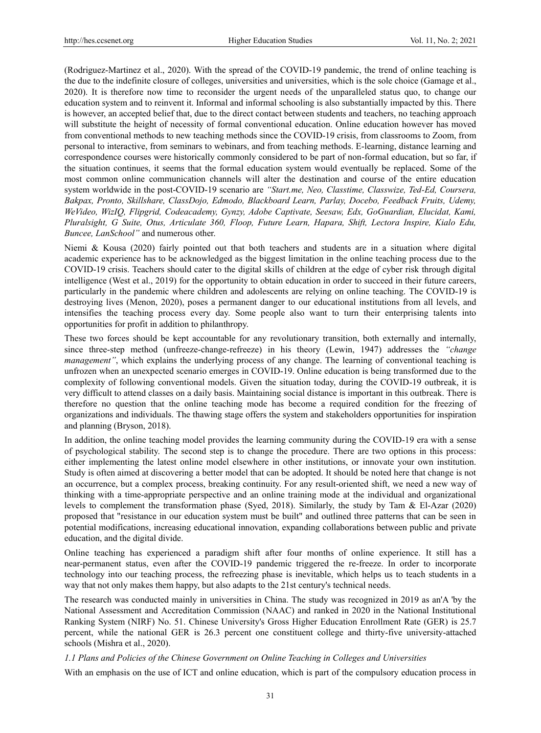(Rodriguez-Martinez et al., 2020). With the spread of the COVID-19 pandemic, the trend of online teaching is the due to the indefinite closure of colleges, universities and universities, which is the sole choice (Gamage et al., 2020). It is therefore now time to reconsider the urgent needs of the unparalleled status quo, to change our education system and to reinvent it. Informal and informal schooling is also substantially impacted by this. There is however, an accepted belief that, due to the direct contact between students and teachers, no teaching approach will substitute the height of necessity of formal conventional education. Online education however has moved from conventional methods to new teaching methods since the COVID-19 crisis, from classrooms to Zoom, from personal to interactive, from seminars to webinars, and from teaching methods. E-learning, distance learning and correspondence courses were historically commonly considered to be part of non-formal education, but so far, if the situation continues, it seems that the formal education system would eventually be replaced. Some of the most common online communication channels will alter the destination and course of the entire education system worldwide in the post-COVID-19 scenario are *"Start.me, Neo, Classtime, Classwize, Ted-Ed, Coursera, Bakpax, Pronto, Skillshare, ClassDojo, Edmodo, Blackboard Learn, Parlay, Docebo, Feedback Fruits, Udemy, WeVideo, WizIQ, Flipgrid, Codeacademy, Gynzy, Adobe Captivate, Seesaw, Edx, GoGuardian, Elucidat, Kami, Pluralsight, G Suite, Otus, Articulate 360, Floop, Future Learn, Hapara, Shift, Lectora Inspire, Kialo Edu, Buncee, LanSchool"* and numerous other.

Niemi & Kousa (2020) fairly pointed out that both teachers and students are in a situation where digital academic experience has to be acknowledged as the biggest limitation in the online teaching process due to the COVID-19 crisis. Teachers should cater to the digital skills of children at the edge of cyber risk through digital intelligence (West et al., 2019) for the opportunity to obtain education in order to succeed in their future careers, particularly in the pandemic where children and adolescents are relying on online teaching. The COVID-19 is destroying lives (Menon, 2020), poses a permanent danger to our educational institutions from all levels, and intensifies the teaching process every day. Some people also want to turn their enterprising talents into opportunities for profit in addition to philanthropy.

These two forces should be kept accountable for any revolutionary transition, both externally and internally, since three-step method (unfreeze-change-refreeze) in his theory (Lewin, 1947) addresses the *"change management"*, which explains the underlying process of any change. The learning of conventional teaching is unfrozen when an unexpected scenario emerges in COVID-19. Online education is being transformed due to the complexity of following conventional models. Given the situation today, during the COVID-19 outbreak, it is very difficult to attend classes on a daily basis. Maintaining social distance is important in this outbreak. There is therefore no question that the online teaching mode has become a required condition for the freezing of organizations and individuals. The thawing stage offers the system and stakeholders opportunities for inspiration and planning (Bryson, 2018).

In addition, the online teaching model provides the learning community during the COVID-19 era with a sense of psychological stability. The second step is to change the procedure. There are two options in this process: either implementing the latest online model elsewhere in other institutions, or innovate your own institution. Study is often aimed at discovering a better model that can be adopted. It should be noted here that change is not an occurrence, but a complex process, breaking continuity. For any result-oriented shift, we need a new way of thinking with a time-appropriate perspective and an online training mode at the individual and organizational levels to complement the transformation phase (Syed, 2018). Similarly, the study by Tam & El-Azar (2020) proposed that "resistance in our education system must be built" and outlined three patterns that can be seen in potential modifications, increasing educational innovation, expanding collaborations between public and private education, and the digital divide.

Online teaching has experienced a paradigm shift after four months of online experience. It still has a near-permanent status, even after the COVID-19 pandemic triggered the re-freeze. In order to incorporate technology into our teaching process, the refreezing phase is inevitable, which helps us to teach students in a way that not only makes them happy, but also adapts to the 21st century's technical needs.

The research was conducted mainly in universities in China. The study was recognized in 2019 as an'A 'by the National Assessment and Accreditation Commission (NAAC) and ranked in 2020 in the National Institutional Ranking System (NIRF) No. 51. Chinese University's Gross Higher Education Enrollment Rate (GER) is 25.7 percent, while the national GER is 26.3 percent one constituent college and thirty-five university-attached schools (Mishra et al., 2020).

### *1.1 Plans and Policies of the Chinese Government on Online Teaching in Colleges and Universities*

With an emphasis on the use of ICT and online education, which is part of the compulsory education process in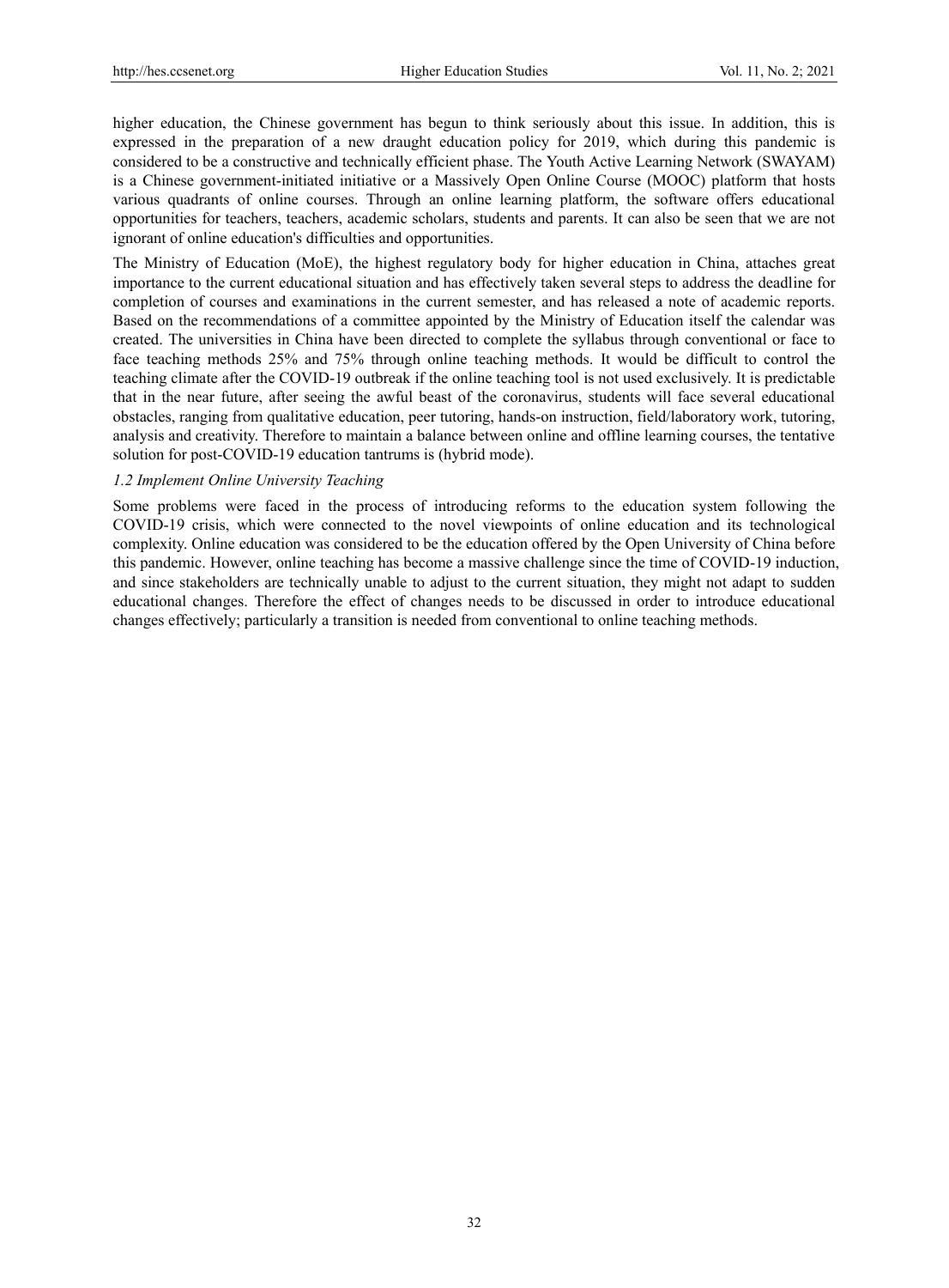higher education, the Chinese government has begun to think seriously about this issue. In addition, this is expressed in the preparation of a new draught education policy for 2019, which during this pandemic is considered to be a constructive and technically efficient phase. The Youth Active Learning Network (SWAYAM) is a Chinese government-initiated initiative or a Massively Open Online Course (MOOC) platform that hosts various quadrants of online courses. Through an online learning platform, the software offers educational opportunities for teachers, teachers, academic scholars, students and parents. It can also be seen that we are not ignorant of online education's difficulties and opportunities.

The Ministry of Education (MoE), the highest regulatory body for higher education in China, attaches great importance to the current educational situation and has effectively taken several steps to address the deadline for completion of courses and examinations in the current semester, and has released a note of academic reports. Based on the recommendations of a committee appointed by the Ministry of Education itself the calendar was created. The universities in China have been directed to complete the syllabus through conventional or face to face teaching methods 25% and 75% through online teaching methods. It would be difficult to control the teaching climate after the COVID-19 outbreak if the online teaching tool is not used exclusively. It is predictable that in the near future, after seeing the awful beast of the coronavirus, students will face several educational obstacles, ranging from qualitative education, peer tutoring, hands-on instruction, field/laboratory work, tutoring, analysis and creativity. Therefore to maintain a balance between online and offline learning courses, the tentative solution for post-COVID-19 education tantrums is (hybrid mode).

### *1.2 Implement Online University Teaching*

Some problems were faced in the process of introducing reforms to the education system following the COVID-19 crisis, which were connected to the novel viewpoints of online education and its technological complexity. Online education was considered to be the education offered by the Open University of China before this pandemic. However, online teaching has become a massive challenge since the time of COVID-19 induction, and since stakeholders are technically unable to adjust to the current situation, they might not adapt to sudden educational changes. Therefore the effect of changes needs to be discussed in order to introduce educational changes effectively; particularly a transition is needed from conventional to online teaching methods.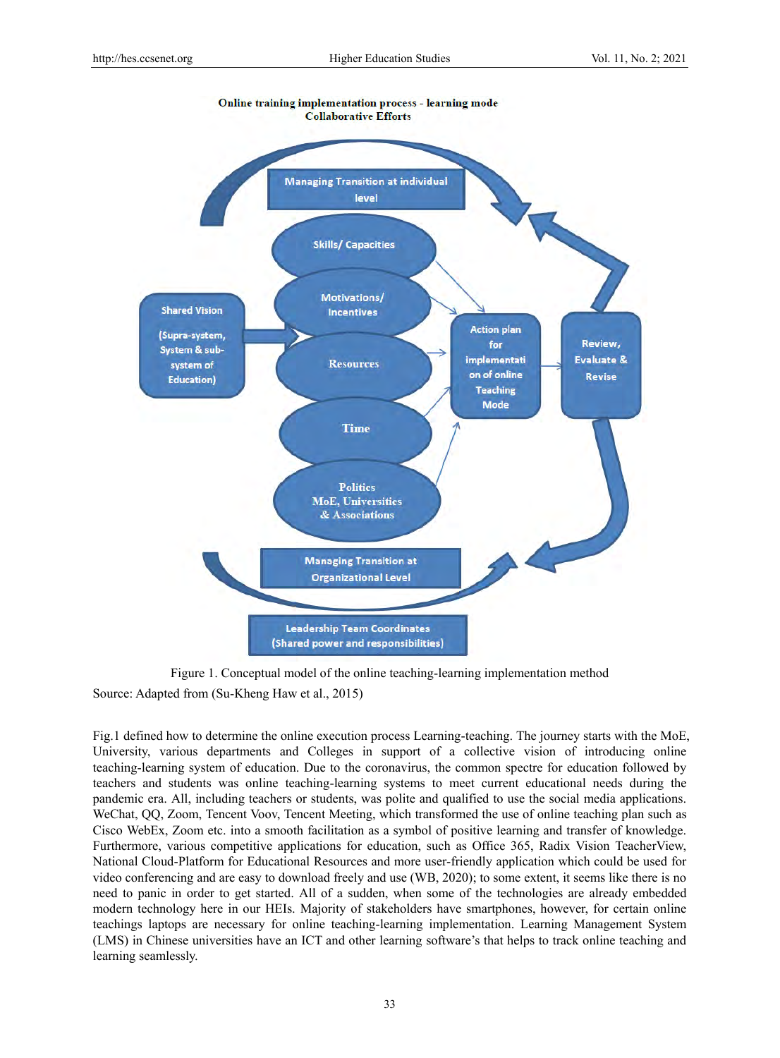Online training implementation process - learning mode
Collaborative Efforts

Managing Transition at individual level

Skills/ Capacities

Motivations/ Incentives

Shared Vision

(Supra-system, System & sub-system of Education)

Resources

Action plan for implementation of online Teaching Mode

Review, Evaluate & Revise

Time

Politics MoE, Universities & Associations

Managing Transition at Organizational Level

Leadership Team Coordinates (Shared power and responsibilities)

Figure 1. Conceptual model of the online teaching-learning implementation method

Source: Adapted from (Su-Kheng Haw et al., 2015)

Fig.1 defined how to determine the online execution process Learning-teaching. The journey starts with the MoE, University, various departments and Colleges in support of a collective vision of introducing online teaching-learning system of education. Due to the coronavirus, the common spectre for education followed by teachers and students was online teaching-learning systems to meet current educational needs during the pandemic era. All, including teachers or students, was polite and qualified to use the social media applications. WeChat, QQ, Zoom, Tencent Voov, Tencent Meeting, which transformed the use of online teaching plan such as Cisco WebEx, Zoom etc. into a smooth facilitation as a symbol of positive learning and transfer of knowledge. Furthermore, various competitive applications for education, such as Office 365, Radix Vision TeacherView, National Cloud-Platform for Educational Resources and more user-friendly application which could be used for video conferencing and are easy to download freely and use (WB, 2020); to some extent, it seems like there is no need to panic in order to get started. All of a sudden, when some of the technologies are already embedded modern technology here in our HEIs. Majority of stakeholders have smartphones, however, for certain online teachings laptops are necessary for online teaching-learning implementation. Learning Management System (LMS) in Chinese universities have an ICT and other learning software's that helps to track online teaching and learning seamlessly.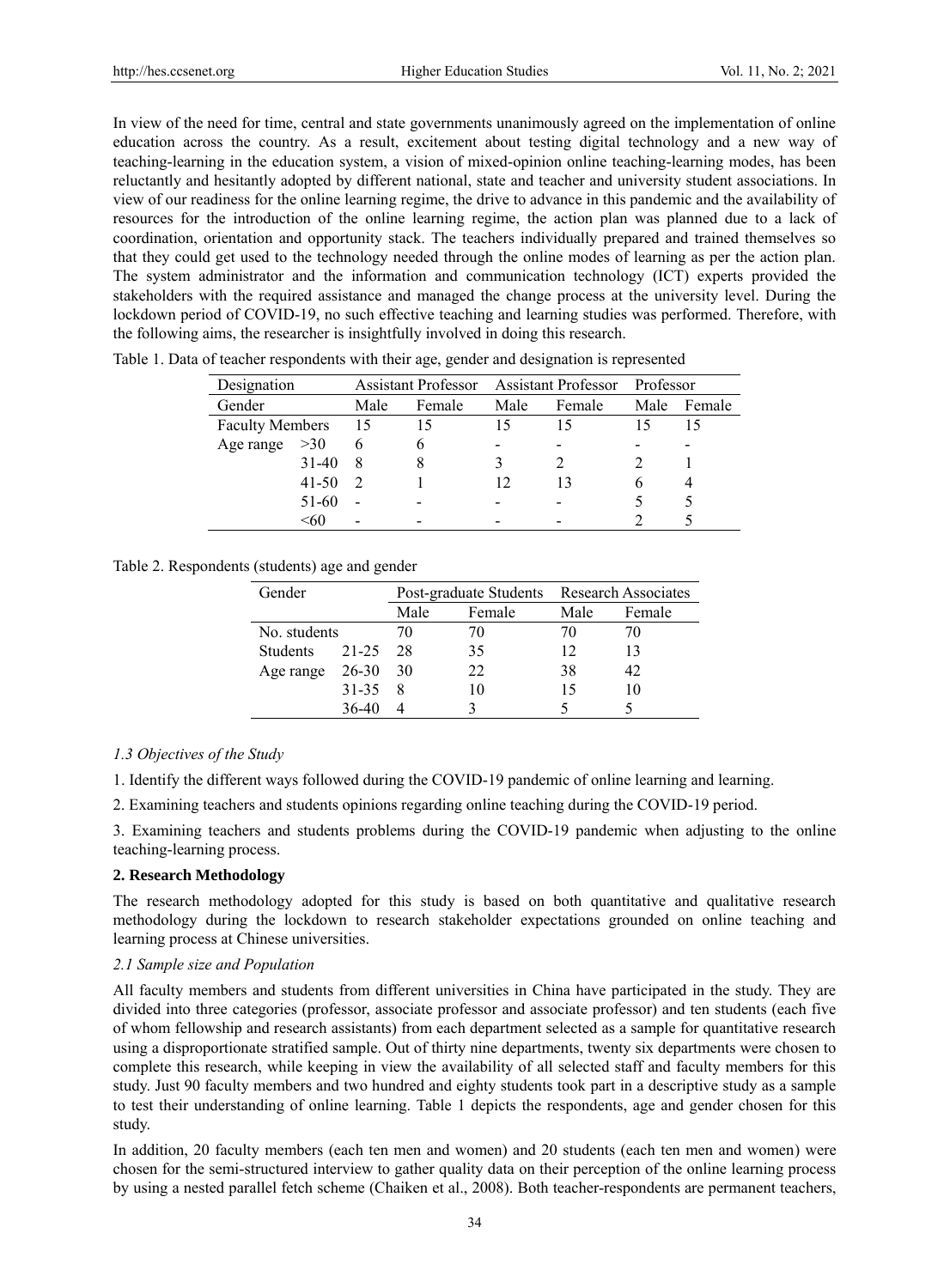In view of the need for time, central and state governments unanimously agreed on the implementation of online education across the country. As a result, excitement about testing digital technology and a new way of teaching-learning in the education system, a vision of mixed-opinion online teaching-learning modes, has been reluctantly and hesitantly adopted by different national, state and teacher and university student associations. In view of our readiness for the online learning regime, the drive to advance in this pandemic and the availability of resources for the introduction of the online learning regime, the action plan was planned due to a lack of coordination, orientation and opportunity stack. The teachers individually prepared and trained themselves so that they could get used to the technology needed through the online modes of learning as per the action plan. The system administrator and the information and communication technology (ICT) experts provided the stakeholders with the required assistance and managed the change process at the university level. During the lockdown period of COVID-19, no such effective teaching and learning studies was performed. Therefore, with the following aims, the researcher is insightfully involved in doing this research.

Table 1. Data of teacher respondents with their age, gender and designation is represented

| Designation | | Assistant Professor | | Assistant Professor | | Professor | |
|---|---|---|---|---|---|---|---|
| Gender | | Male | Female | Male | Female | Male | Female |
| Faculty Members | | 15 | 15 | 15 | 15 | 15 | 15 |
| Age range | >30 | 6 | 6 | - | - | - | - |
| | 31-40 | 8 | 8 | 3 | 2 | 2 | 1 |
| | 41-50 | 2 | 1 | 12 | 13 | 6 | 4 |
| | 51-60 | - | - | - | - | 5 | 5 |
| | <60 | - | - | - | - | 2 | 5 |

Table 2. Respondents (students) age and gender

| Gender | | Post-graduate Students | | Research Associates | |
|---|---|---|---|---|---|
| | | Male | Female | Male | Female |
| No. students | | 70 | 70 | 70 | 70 |
| Students | 21-25 | 28 | 35 | 12 | 13 |
| Age range | 26-30 | 30 | 22 | 38 | 42 |
| | 31-35 | 8 | 10 | 15 | 10 |
| | 36-40 | 4 | 3 | 5 | 5 |

### *1.3 Objectives of the Study*

1. Identify the different ways followed during the COVID-19 pandemic of online learning and learning.

2. Examining teachers and students opinions regarding online teaching during the COVID-19 period.

3. Examining teachers and students problems during the COVID-19 pandemic when adjusting to the online teaching-learning process.

## **2. Research Methodology**

The research methodology adopted for this study is based on both quantitative and qualitative research methodology during the lockdown to research stakeholder expectations grounded on online teaching and learning process at Chinese universities.

### *2.1 Sample size and Population*

All faculty members and students from different universities in China have participated in the study. They are divided into three categories (professor, associate professor and associate professor) and ten students (each five of whom fellowship and research assistants) from each department selected as a sample for quantitative research using a disproportionate stratified sample. Out of thirty nine departments, twenty six departments were chosen to complete this research, while keeping in view the availability of all selected staff and faculty members for this study. Just 90 faculty members and two hundred and eighty students took part in a descriptive study as a sample to test their understanding of online learning. Table 1 depicts the respondents, age and gender chosen for this study.

In addition, 20 faculty members (each ten men and women) and 20 students (each ten men and women) were chosen for the semi-structured interview to gather quality data on their perception of the online learning process by using a nested parallel fetch scheme (Chaiken et al., 2008). Both teacher-respondents are permanent teachers,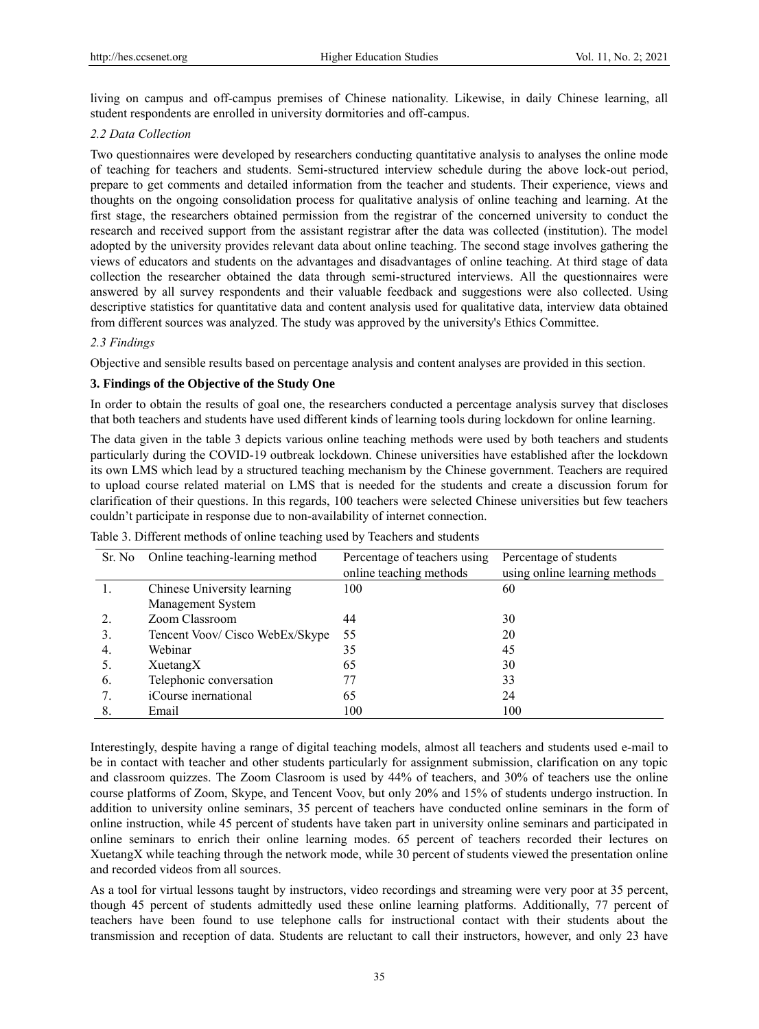living on campus and off-campus premises of Chinese nationality. Likewise, in daily Chinese learning, all student respondents are enrolled in university dormitories and off-campus.

### *2.2 Data Collection*

Two questionnaires were developed by researchers conducting quantitative analysis to analyses the online mode of teaching for teachers and students. Semi-structured interview schedule during the above lock-out period, prepare to get comments and detailed information from the teacher and students. Their experience, views and thoughts on the ongoing consolidation process for qualitative analysis of online teaching and learning. At the first stage, the researchers obtained permission from the registrar of the concerned university to conduct the research and received support from the assistant registrar after the data was collected (institution). The model adopted by the university provides relevant data about online teaching. The second stage involves gathering the views of educators and students on the advantages and disadvantages of online teaching. At third stage of data collection the researcher obtained the data through semi-structured interviews. All the questionnaires were answered by all survey respondents and their valuable feedback and suggestions were also collected. Using descriptive statistics for quantitative data and content analysis used for qualitative data, interview data obtained from different sources was analyzed. The study was approved by the university's Ethics Committee.

### *2.3 Findings*

Objective and sensible results based on percentage analysis and content analyses are provided in this section.

## **3. Findings of the Objective of the Study One**

In order to obtain the results of goal one, the researchers conducted a percentage analysis survey that discloses that both teachers and students have used different kinds of learning tools during lockdown for online learning.

The data given in the table 3 depicts various online teaching methods were used by both teachers and students particularly during the COVID-19 outbreak lockdown. Chinese universities have established after the lockdown its own LMS which lead by a structured teaching mechanism by the Chinese government. Teachers are required to upload course related material on LMS that is needed for the students and create a discussion forum for clarification of their questions. In this regards, 100 teachers were selected Chinese universities but few teachers couldn't participate in response due to non-availability of internet connection.

Table 3. Different methods of online teaching used by Teachers and students

| Sr. No | Online teaching-learning method | Percentage of teachers using online teaching methods | Percentage of students using online learning methods |
|---|---|---|---|
| 1. | Chinese University learning Management System | 100 | 60 |
| 2. | Zoom Classroom | 44 | 30 |
| 3. | Tencent Voov/ Cisco WebEx/Skype | 55 | 20 |
| 4. | Webinar | 35 | 45 |
| 5. | XuetangX | 65 | 30 |
| 6. | Telephonic conversation | 77 | 33 |
| 7. | iCourse inernational | 65 | 24 |
| 8. | Email | 100 | 100 |

Interestingly, despite having a range of digital teaching models, almost all teachers and students used e-mail to be in contact with teacher and other students particularly for assignment submission, clarification on any topic and classroom quizzes. The Zoom Clasroom is used by 44% of teachers, and 30% of teachers use the online course platforms of Zoom, Skype, and Tencent Voov, but only 20% and 15% of students undergo instruction. In addition to university online seminars, 35 percent of teachers have conducted online seminars in the form of online instruction, while 45 percent of students have taken part in university online seminars and participated in online seminars to enrich their online learning modes. 65 percent of teachers recorded their lectures on XuetangX while teaching through the network mode, while 30 percent of students viewed the presentation online and recorded videos from all sources.

As a tool for virtual lessons taught by instructors, video recordings and streaming were very poor at 35 percent, though 45 percent of students admittedly used these online learning platforms. Additionally, 77 percent of teachers have been found to use telephone calls for instructional contact with their students about the transmission and reception of data. Students are reluctant to call their instructors, however, and only 23 have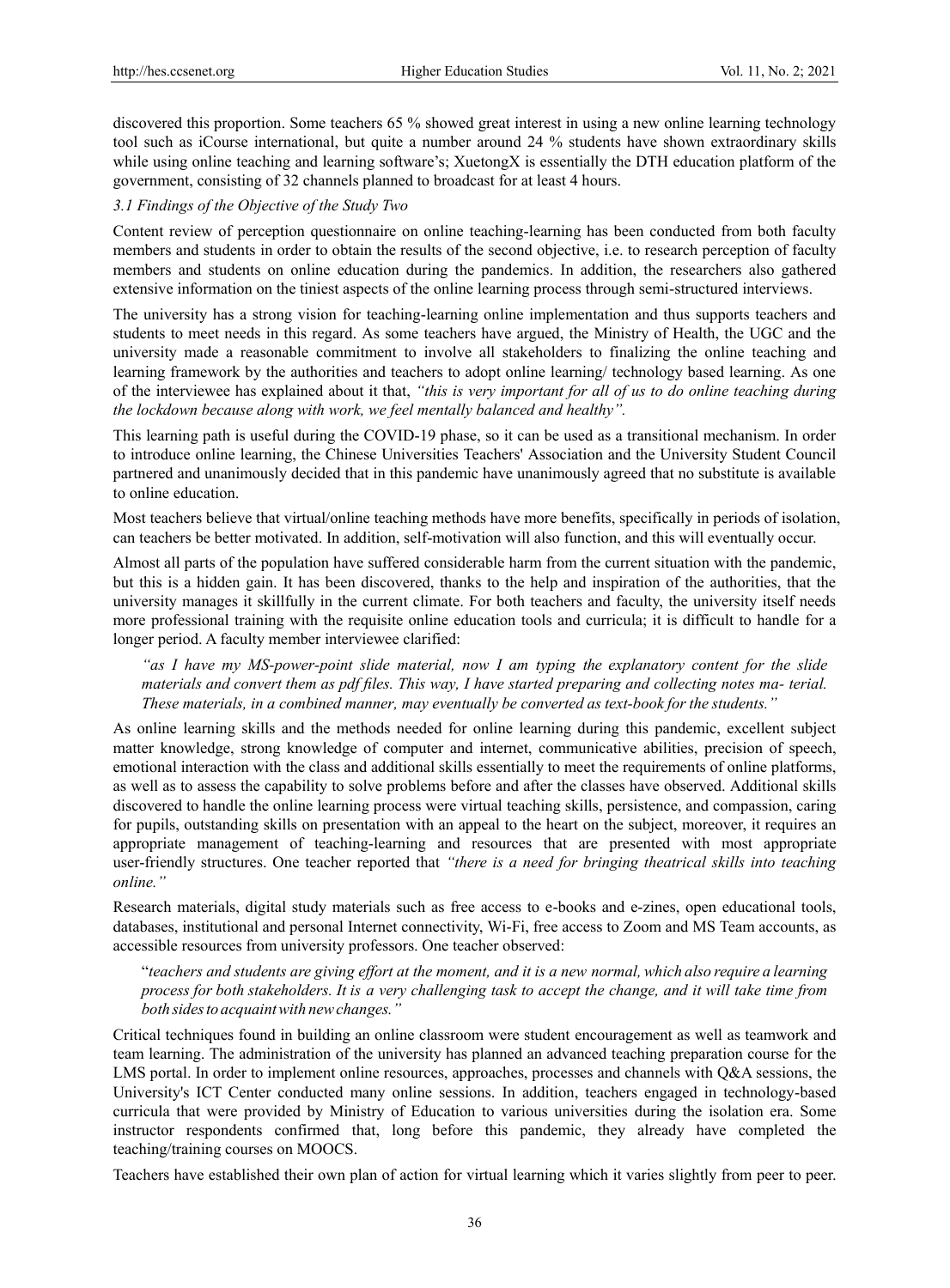discovered this proportion. Some teachers 65 % showed great interest in using a new online learning technology tool such as iCourse international, but quite a number around 24 % students have shown extraordinary skills while using online teaching and learning software's; XuetongX is essentially the DTH education platform of the government, consisting of 32 channels planned to broadcast for at least 4 hours.

### *3.1 Findings of the Objective of the Study Two*

Content review of perception questionnaire on online teaching-learning has been conducted from both faculty members and students in order to obtain the results of the second objective, i.e. to research perception of faculty members and students on online education during the pandemics. In addition, the researchers also gathered extensive information on the tiniest aspects of the online learning process through semi-structured interviews.

The university has a strong vision for teaching-learning online implementation and thus supports teachers and students to meet needs in this regard. As some teachers have argued, the Ministry of Health, the UGC and the university made a reasonable commitment to involve all stakeholders to finalizing the online teaching and learning framework by the authorities and teachers to adopt online learning/ technology based learning. As one of the interviewee has explained about it that, *"this is very important for all of us to do online teaching during the lockdown because along with work, we feel mentally balanced and healthy".*

This learning path is useful during the COVID-19 phase, so it can be used as a transitional mechanism. In order to introduce online learning, the Chinese Universities Teachers' Association and the University Student Council partnered and unanimously decided that in this pandemic have unanimously agreed that no substitute is available to online education.

Most teachers believe that virtual/online teaching methods have more benefits, specifically in periods of isolation, can teachers be better motivated. In addition, self-motivation will also function, and this will eventually occur.

Almost all parts of the population have suffered considerable harm from the current situation with the pandemic, but this is a hidden gain. It has been discovered, thanks to the help and inspiration of the authorities, that the university manages it skillfully in the current climate. For both teachers and faculty, the university itself needs more professional training with the requisite online education tools and curricula; it is difficult to handle for a longer period. A faculty member interviewee clarified:

> *"as I have my MS-power-point slide material, now I am typing the explanatory content for the slide materials and convert them as pdf files. This way, I have started preparing and collecting notes ma- terial. These materials, in a combined manner, may eventually be converted as text-book for the students."*

As online learning skills and the methods needed for online learning during this pandemic, excellent subject matter knowledge, strong knowledge of computer and internet, communicative abilities, precision of speech, emotional interaction with the class and additional skills essentially to meet the requirements of online platforms, as well as to assess the capability to solve problems before and after the classes have observed. Additional skills discovered to handle the online learning process were virtual teaching skills, persistence, and compassion, caring for pupils, outstanding skills on presentation with an appeal to the heart on the subject, moreover, it requires an appropriate management of teaching-learning and resources that are presented with most appropriate user-friendly structures. One teacher reported that *"there is a need for bringing theatrical skills into teaching online."*

Research materials, digital study materials such as free access to e-books and e-zines, open educational tools, databases, institutional and personal Internet connectivity, Wi-Fi, free access to Zoom and MS Team accounts, as accessible resources from university professors. One teacher observed:

> "*teachers and students are giving effort at the moment, and it is a new normal, which also require a learning process for both stakeholders. It is a very challenging task to accept the change, and it will take time from both sides to acquaint with new changes."*

Critical techniques found in building an online classroom were student encouragement as well as teamwork and team learning. The administration of the university has planned an advanced teaching preparation course for the LMS portal. In order to implement online resources, approaches, processes and channels with Q&A sessions, the University's ICT Center conducted many online sessions. In addition, teachers engaged in technology-based curricula that were provided by Ministry of Education to various universities during the isolation era. Some instructor respondents confirmed that, long before this pandemic, they already have completed the teaching/training courses on MOOCS.

Teachers have established their own plan of action for virtual learning which it varies slightly from peer to peer.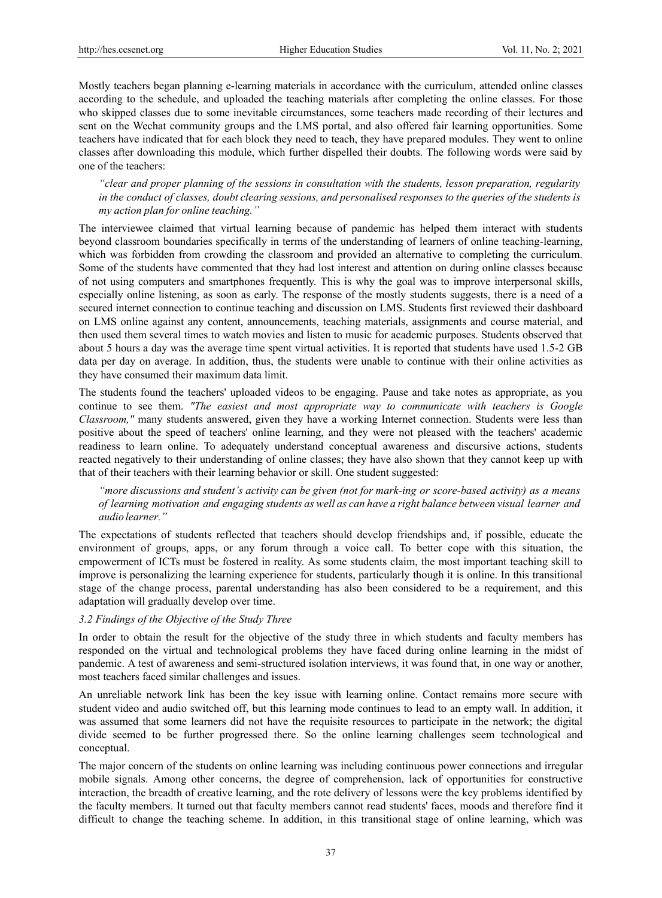Mostly teachers began planning e-learning materials in accordance with the curriculum, attended online classes according to the schedule, and uploaded the teaching materials after completing the online classes. For those who skipped classes due to some inevitable circumstances, some teachers made recording of their lectures and sent on the Wechat community groups and the LMS portal, and also offered fair learning opportunities. Some teachers have indicated that for each block they need to teach, they have prepared modules. They went to online classes after downloading this module, which further dispelled their doubts. The following words were said by one of the teachers:

> *"clear and proper planning of the sessions in consultation with the students, lesson preparation, regularity in the conduct of classes, doubt clearing sessions, and personalised responses to the queries of the students is my action plan for online teaching."*

The interviewee claimed that virtual learning because of pandemic has helped them interact with students beyond classroom boundaries specifically in terms of the understanding of learners of online teaching-learning, which was forbidden from crowding the classroom and provided an alternative to completing the curriculum. Some of the students have commented that they had lost interest and attention on during online classes because of not using computers and smartphones frequently. This is why the goal was to improve interpersonal skills, especially online listening, as soon as early. The response of the mostly students suggests, there is a need of a secured internet connection to continue teaching and discussion on LMS. Students first reviewed their dashboard on LMS online against any content, announcements, teaching materials, assignments and course material, and then used them several times to watch movies and listen to music for academic purposes. Students observed that about 5 hours a day was the average time spent virtual activities. It is reported that students have used 1.5-2 GB data per day on average. In addition, thus, the students were unable to continue with their online activities as they have consumed their maximum data limit.

The students found the teachers' uploaded videos to be engaging. Pause and take notes as appropriate, as you continue to see them. *"The easiest and most appropriate way to communicate with teachers is Google Classroom,"* many students answered, given they have a working Internet connection. Students were less than positive about the speed of teachers' online learning, and they were not pleased with the teachers' academic readiness to learn online. To adequately understand conceptual awareness and discursive actions, students reacted negatively to their understanding of online classes; they have also shown that they cannot keep up with that of their teachers with their learning behavior or skill. One student suggested:

> *"more discussions and student's activity can be given (not for mark-ing or score-based activity) as a means of learning motivation and engaging students as well as can have a right balance between visual learner and audio learner."*

The expectations of students reflected that teachers should develop friendships and, if possible, educate the environment of groups, apps, or any forum through a voice call. To better cope with this situation, the empowerment of ICTs must be fostered in reality. As some students claim, the most important teaching skill to improve is personalizing the learning experience for students, particularly though it is online. In this transitional stage of the change process, parental understanding has also been considered to be a requirement, and this adaptation will gradually develop over time.

### *3.2 Findings of the Objective of the Study Three*

In order to obtain the result for the objective of the study three in which students and faculty members has responded on the virtual and technological problems they have faced during online learning in the midst of pandemic. A test of awareness and semi-structured isolation interviews, it was found that, in one way or another, most teachers faced similar challenges and issues.

An unreliable network link has been the key issue with learning online. Contact remains more secure with student video and audio switched off, but this learning mode continues to lead to an empty wall. In addition, it was assumed that some learners did not have the requisite resources to participate in the network; the digital divide seemed to be further progressed there. So the online learning challenges seem technological and conceptual.

The major concern of the students on online learning was including continuous power connections and irregular mobile signals. Among other concerns, the degree of comprehension, lack of opportunities for constructive interaction, the breadth of creative learning, and the rote delivery of lessons were the key problems identified by the faculty members. It turned out that faculty members cannot read students' faces, moods and therefore find it difficult to change the teaching scheme. In addition, in this transitional stage of online learning, which was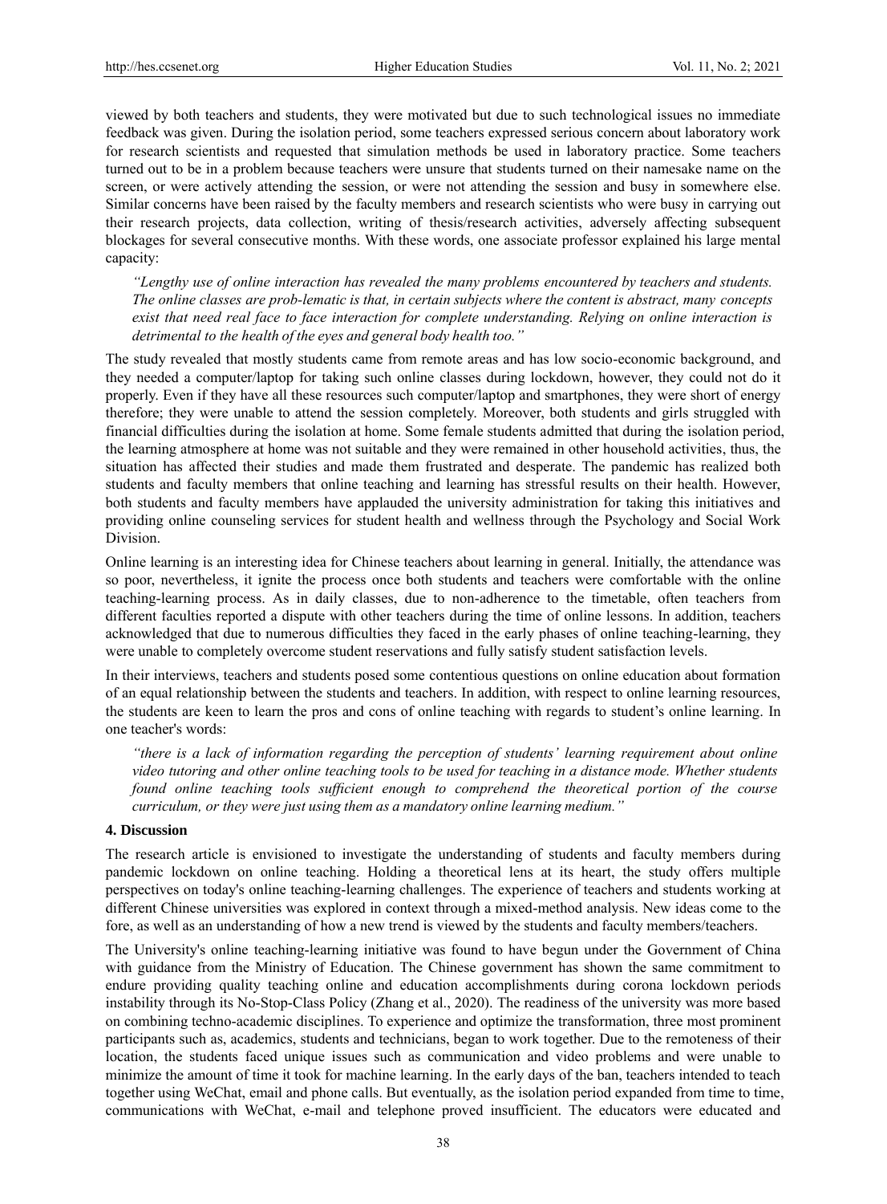viewed by both teachers and students, they were motivated but due to such technological issues no immediate feedback was given. During the isolation period, some teachers expressed serious concern about laboratory work for research scientists and requested that simulation methods be used in laboratory practice. Some teachers turned out to be in a problem because teachers were unsure that students turned on their namesake name on the screen, or were actively attending the session, or were not attending the session and busy in somewhere else. Similar concerns have been raised by the faculty members and research scientists who were busy in carrying out their research projects, data collection, writing of thesis/research activities, adversely affecting subsequent blockages for several consecutive months. With these words, one associate professor explained his large mental capacity:

> *"Lengthy use of online interaction has revealed the many problems encountered by teachers and students. The online classes are prob-lematic is that, in certain subjects where the content is abstract, many concepts exist that need real face to face interaction for complete understanding. Relying on online interaction is detrimental to the health of the eyes and general body health too."*

The study revealed that mostly students came from remote areas and has low socio-economic background, and they needed a computer/laptop for taking such online classes during lockdown, however, they could not do it properly. Even if they have all these resources such computer/laptop and smartphones, they were short of energy therefore; they were unable to attend the session completely. Moreover, both students and girls struggled with financial difficulties during the isolation at home. Some female students admitted that during the isolation period, the learning atmosphere at home was not suitable and they were remained in other household activities, thus, the situation has affected their studies and made them frustrated and desperate. The pandemic has realized both students and faculty members that online teaching and learning has stressful results on their health. However, both students and faculty members have applauded the university administration for taking this initiatives and providing online counseling services for student health and wellness through the Psychology and Social Work Division.

Online learning is an interesting idea for Chinese teachers about learning in general. Initially, the attendance was so poor, nevertheless, it ignite the process once both students and teachers were comfortable with the online teaching-learning process. As in daily classes, due to non-adherence to the timetable, often teachers from different faculties reported a dispute with other teachers during the time of online lessons. In addition, teachers acknowledged that due to numerous difficulties they faced in the early phases of online teaching-learning, they were unable to completely overcome student reservations and fully satisfy student satisfaction levels.

In their interviews, teachers and students posed some contentious questions on online education about formation of an equal relationship between the students and teachers. In addition, with respect to online learning resources, the students are keen to learn the pros and cons of online teaching with regards to student's online learning. In one teacher's words:

> *"there is a lack of information regarding the perception of students' learning requirement about online video tutoring and other online teaching tools to be used for teaching in a distance mode. Whether students found online teaching tools sufficient enough to comprehend the theoretical portion of the course curriculum, or they were just using them as a mandatory online learning medium."*

## 4. Discussion

The research article is envisioned to investigate the understanding of students and faculty members during pandemic lockdown on online teaching. Holding a theoretical lens at its heart, the study offers multiple perspectives on today's online teaching-learning challenges. The experience of teachers and students working at different Chinese universities was explored in context through a mixed-method analysis. New ideas come to the fore, as well as an understanding of how a new trend is viewed by the students and faculty members/teachers.

The University's online teaching-learning initiative was found to have begun under the Government of China with guidance from the Ministry of Education. The Chinese government has shown the same commitment to endure providing quality teaching online and education accomplishments during corona lockdown periods instability through its No-Stop-Class Policy (Zhang et al., 2020). The readiness of the university was more based on combining techno-academic disciplines. To experience and optimize the transformation, three most prominent participants such as, academics, students and technicians, began to work together. Due to the remoteness of their location, the students faced unique issues such as communication and video problems and were unable to minimize the amount of time it took for machine learning. In the early days of the ban, teachers intended to teach together using WeChat, email and phone calls. But eventually, as the isolation period expanded from time to time, communications with WeChat, e-mail and telephone proved insufficient. The educators were educated and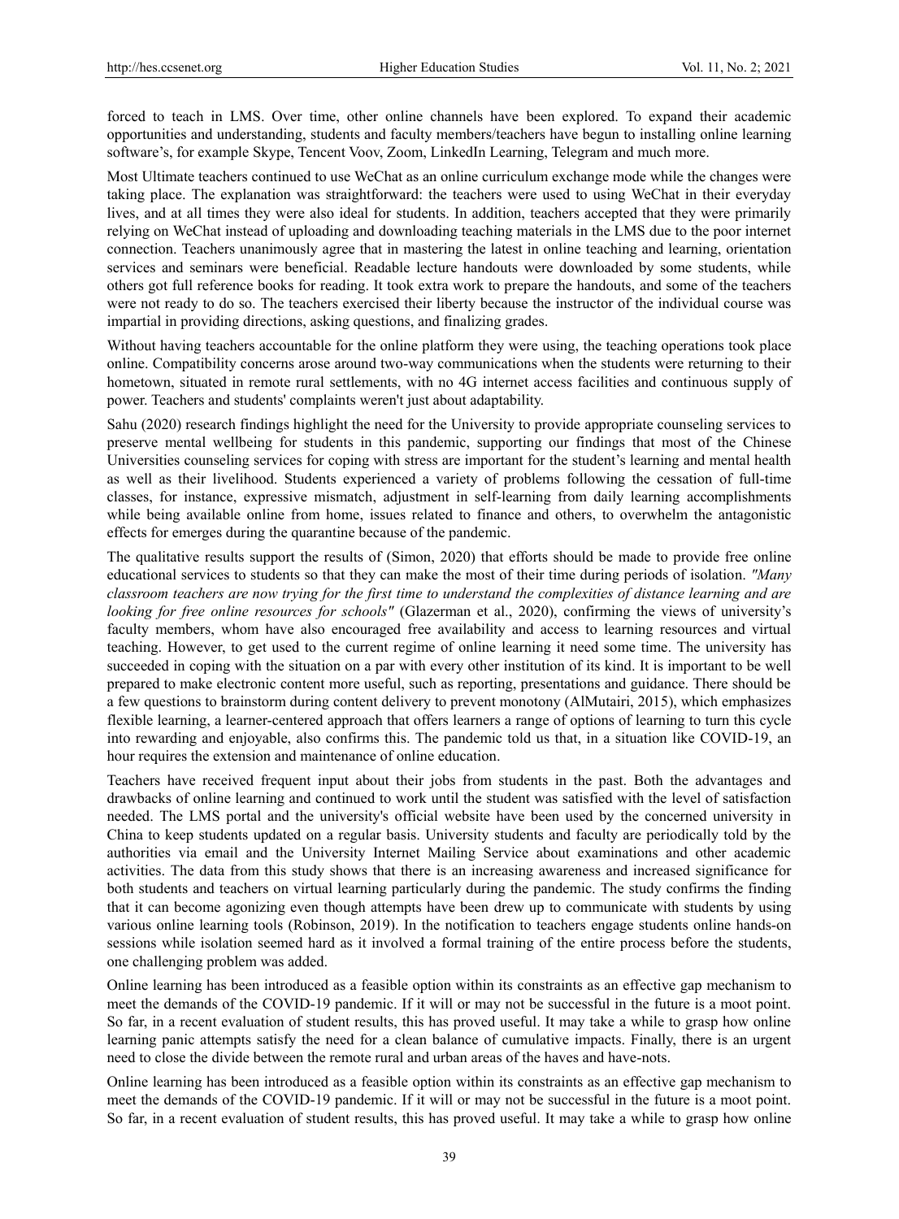forced to teach in LMS. Over time, other online channels have been explored. To expand their academic opportunities and understanding, students and faculty members/teachers have begun to installing online learning software's, for example Skype, Tencent Voov, Zoom, LinkedIn Learning, Telegram and much more.

Most Ultimate teachers continued to use WeChat as an online curriculum exchange mode while the changes were taking place. The explanation was straightforward: the teachers were used to using WeChat in their everyday lives, and at all times they were also ideal for students. In addition, teachers accepted that they were primarily relying on WeChat instead of uploading and downloading teaching materials in the LMS due to the poor internet connection. Teachers unanimously agree that in mastering the latest in online teaching and learning, orientation services and seminars were beneficial. Readable lecture handouts were downloaded by some students, while others got full reference books for reading. It took extra work to prepare the handouts, and some of the teachers were not ready to do so. The teachers exercised their liberty because the instructor of the individual course was impartial in providing directions, asking questions, and finalizing grades.

Without having teachers accountable for the online platform they were using, the teaching operations took place online. Compatibility concerns arose around two-way communications when the students were returning to their hometown, situated in remote rural settlements, with no 4G internet access facilities and continuous supply of power. Teachers and students' complaints weren't just about adaptability.

Sahu (2020) research findings highlight the need for the University to provide appropriate counseling services to preserve mental wellbeing for students in this pandemic, supporting our findings that most of the Chinese Universities counseling services for coping with stress are important for the student's learning and mental health as well as their livelihood. Students experienced a variety of problems following the cessation of full-time classes, for instance, expressive mismatch, adjustment in self-learning from daily learning accomplishments while being available online from home, issues related to finance and others, to overwhelm the antagonistic effects for emerges during the quarantine because of the pandemic.

The qualitative results support the results of (Simon, 2020) that efforts should be made to provide free online educational services to students so that they can make the most of their time during periods of isolation. *"Many classroom teachers are now trying for the first time to understand the complexities of distance learning and are looking for free online resources for schools"* (Glazerman et al., 2020), confirming the views of university's faculty members, whom have also encouraged free availability and access to learning resources and virtual teaching. However, to get used to the current regime of online learning it need some time. The university has succeeded in coping with the situation on a par with every other institution of its kind. It is important to be well prepared to make electronic content more useful, such as reporting, presentations and guidance. There should be a few questions to brainstorm during content delivery to prevent monotony (AlMutairi, 2015), which emphasizes flexible learning, a learner-centered approach that offers learners a range of options of learning to turn this cycle into rewarding and enjoyable, also confirms this. The pandemic told us that, in a situation like COVID-19, an hour requires the extension and maintenance of online education.

Teachers have received frequent input about their jobs from students in the past. Both the advantages and drawbacks of online learning and continued to work until the student was satisfied with the level of satisfaction needed. The LMS portal and the university's official website have been used by the concerned university in China to keep students updated on a regular basis. University students and faculty are periodically told by the authorities via email and the University Internet Mailing Service about examinations and other academic activities. The data from this study shows that there is an increasing awareness and increased significance for both students and teachers on virtual learning particularly during the pandemic. The study confirms the finding that it can become agonizing even though attempts have been drew up to communicate with students by using various online learning tools (Robinson, 2019). In the notification to teachers engage students online hands-on sessions while isolation seemed hard as it involved a formal training of the entire process before the students, one challenging problem was added.

Online learning has been introduced as a feasible option within its constraints as an effective gap mechanism to meet the demands of the COVID-19 pandemic. If it will or may not be successful in the future is a moot point. So far, in a recent evaluation of student results, this has proved useful. It may take a while to grasp how online learning panic attempts satisfy the need for a clean balance of cumulative impacts. Finally, there is an urgent need to close the divide between the remote rural and urban areas of the haves and have-nots.

Online learning has been introduced as a feasible option within its constraints as an effective gap mechanism to meet the demands of the COVID-19 pandemic. If it will or may not be successful in the future is a moot point. So far, in a recent evaluation of student results, this has proved useful. It may take a while to grasp how online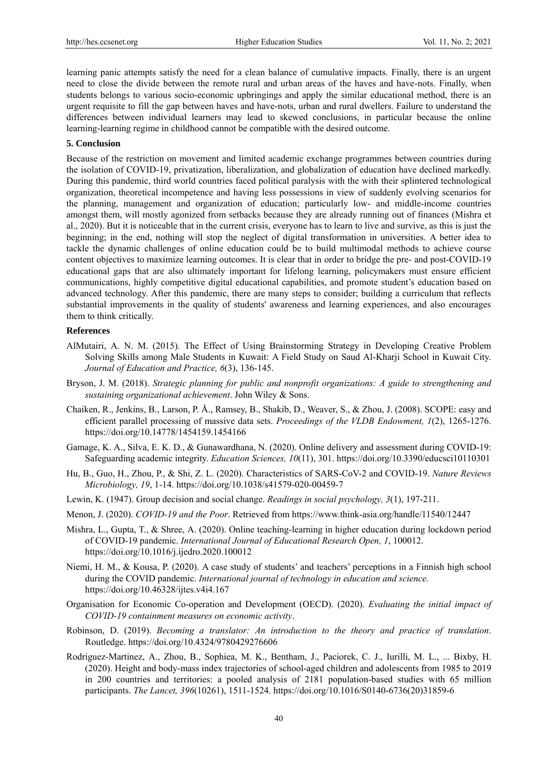learning panic attempts satisfy the need for a clean balance of cumulative impacts. Finally, there is an urgent need to close the divide between the remote rural and urban areas of the haves and have-nots. Finally, when students belongs to various socio-economic upbringings and apply the similar educational method, there is an urgent requisite to fill the gap between haves and have-nots, urban and rural dwellers. Failure to understand the differences between individual learners may lead to skewed conclusions, in particular because the online learning-learning regime in childhood cannot be compatible with the desired outcome.

## 5. Conclusion

Because of the restriction on movement and limited academic exchange programmes between countries during the isolation of COVID-19, privatization, liberalization, and globalization of education have declined markedly. During this pandemic, third world countries faced political paralysis with the with their splintered technological organization, theoretical incompetence and having less possessions in view of suddenly evolving scenarios for the planning, management and organization of education; particularly low- and middle-income countries amongst them, will mostly agonized from setbacks because they are already running out of finances (Mishra et al., 2020). But it is noticeable that in the current crisis, everyone has to learn to live and survive, as this is just the beginning; in the end, nothing will stop the neglect of digital transformation in universities. A better idea to tackle the dynamic challenges of online education could be to build multimodal methods to achieve course content objectives to maximize learning outcomes. It is clear that in order to bridge the pre- and post-COVID-19 educational gaps that are also ultimately important for lifelong learning, policymakers must ensure efficient communications, highly competitive digital educational capabilities, and promote student's education based on advanced technology. After this pandemic, there are many steps to consider; building a curriculum that reflects substantial improvements in the quality of students' awareness and learning experiences, and also encourages them to think critically.

## References

AlMutairi, A. N. M. (2015). The Effect of Using Brainstorming Strategy in Developing Creative Problem Solving Skills among Male Students in Kuwait: A Field Study on Saud Al-Kharji School in Kuwait City. *Journal of Education and Practice, 6*(3), 136-145.

Bryson, J. M. (2018). *Strategic planning for public and nonprofit organizations: A guide to strengthening and sustaining organizational achievement*. John Wiley & Sons.

Chaiken, R., Jenkins, B., Larson, P. Å., Ramsey, B., Shakib, D., Weaver, S., & Zhou, J. (2008). SCOPE: easy and efficient parallel processing of massive data sets. *Proceedings of the VLDB Endowment, 1*(2), 1265-1276. https://doi.org/10.14778/1454159.1454166

Gamage, K. A., Silva, E. K. D., & Gunawardhana, N. (2020). Online delivery and assessment during COVID-19: Safeguarding academic integrity. *Education Sciences, 10*(11), 301. https://doi.org/10.3390/educsci10110301

Hu, B., Guo, H., Zhou, P., & Shi, Z. L. (2020). Characteristics of SARS-CoV-2 and COVID-19. *Nature Reviews Microbiology, 19*, 1-14. https://doi.org/10.1038/s41579-020-00459-7

Lewin, K. (1947). Group decision and social change. *Readings in social psychology, 3*(1), 197-211.

Menon, J. (2020). *COVID-19 and the Poor*. Retrieved from https://www.think-asia.org/handle/11540/12447

Mishra, L., Gupta, T., & Shree, A. (2020). Online teaching-learning in higher education during lockdown period of COVID-19 pandemic. *International Journal of Educational Research Open, 1*, 100012. https://doi.org/10.1016/j.ijedro.2020.100012

Niemi, H. M., & Kousa, P. (2020). A case study of students' and teachers' perceptions in a Finnish high school during the COVID pandemic. *International journal of technology in education and science.* https://doi.org/10.46328/ijtes.v4i4.167

Organisation for Economic Co-operation and Development (OECD). (2020). *Evaluating the initial impact of COVID-19 containment measures on economic activity*.

Robinson, D. (2019). *Becoming a translator: An introduction to the theory and practice of translation*. Routledge. https://doi.org/10.4324/9780429276606

Rodriguez-Martinez, A., Zhou, B., Sophiea, M. K., Bentham, J., Paciorek, C. J., Iurilli, M. L., ... Bixby, H. (2020). Height and body-mass index trajectories of school-aged children and adolescents from 1985 to 2019 in 200 countries and territories: a pooled analysis of 2181 population-based studies with 65 million participants. *The Lancet, 396*(10261), 1511-1524. https://doi.org/10.1016/S0140-6736(20)31859-6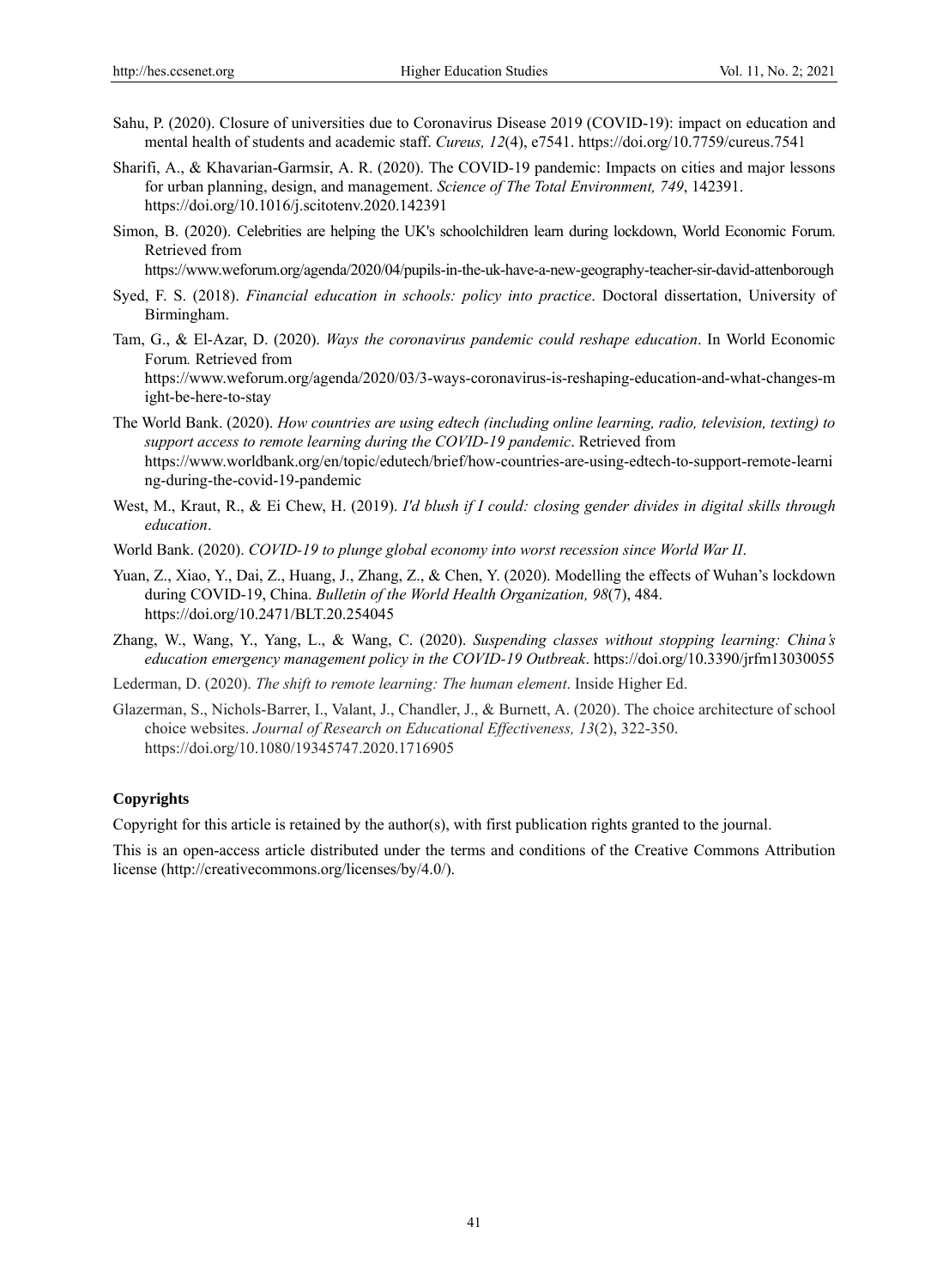Sahu, P. (2020). Closure of universities due to Coronavirus Disease 2019 (COVID-19): impact on education and mental health of students and academic staff. *Cureus, 12*(4), e7541. https://doi.org/10.7759/cureus.7541

Sharifi, A., & Khavarian-Garmsir, A. R. (2020). The COVID-19 pandemic: Impacts on cities and major lessons for urban planning, design, and management. *Science of The Total Environment, 749*, 142391. https://doi.org/10.1016/j.scitotenv.2020.142391

Simon, B. (2020). Celebrities are helping the UK's schoolchildren learn during lockdown, World Economic Forum. Retrieved from https://www.weforum.org/agenda/2020/04/pupils-in-the-uk-have-a-new-geography-teacher-sir-david-attenborough

Syed, F. S. (2018). *Financial education in schools: policy into practice*. Doctoral dissertation, University of Birmingham.

Tam, G., & El-Azar, D. (2020). *Ways the coronavirus pandemic could reshape education*. In World Economic Forum. Retrieved from https://www.weforum.org/agenda/2020/03/3-ways-coronavirus-is-reshaping-education-and-what-changes-might-be-here-to-stay

The World Bank. (2020). *How countries are using edtech (including online learning, radio, television, texting) to support access to remote learning during the COVID-19 pandemic*. Retrieved from https://www.worldbank.org/en/topic/edutech/brief/how-countries-are-using-edtech-to-support-remote-learning-during-the-covid-19-pandemic

West, M., Kraut, R., & Ei Chew, H. (2019). *I'd blush if I could: closing gender divides in digital skills through education*.

World Bank. (2020). *COVID-19 to plunge global economy into worst recession since World War II*.

Yuan, Z., Xiao, Y., Dai, Z., Huang, J., Zhang, Z., & Chen, Y. (2020). Modelling the effects of Wuhan's lockdown during COVID-19, China. *Bulletin of the World Health Organization, 98*(7), 484. https://doi.org/10.2471/BLT.20.254045

Zhang, W., Wang, Y., Yang, L., & Wang, C. (2020). *Suspending classes without stopping learning: China's education emergency management policy in the COVID-19 Outbreak*. https://doi.org/10.3390/jrfm13030055

Lederman, D. (2020). *The shift to remote learning: The human element*. Inside Higher Ed.

Glazerman, S., Nichols-Barrer, I., Valant, J., Chandler, J., & Burnett, A. (2020). The choice architecture of school choice websites. *Journal of Research on Educational Effectiveness, 13*(2), 322-350. https://doi.org/10.1080/19345747.2020.1716905

### Copyrights

Copyright for this article is retained by the author(s), with first publication rights granted to the journal.

This is an open-access article distributed under the terms and conditions of the Creative Commons Attribution license (http://creativecommons.org/licenses/by/4.0/).